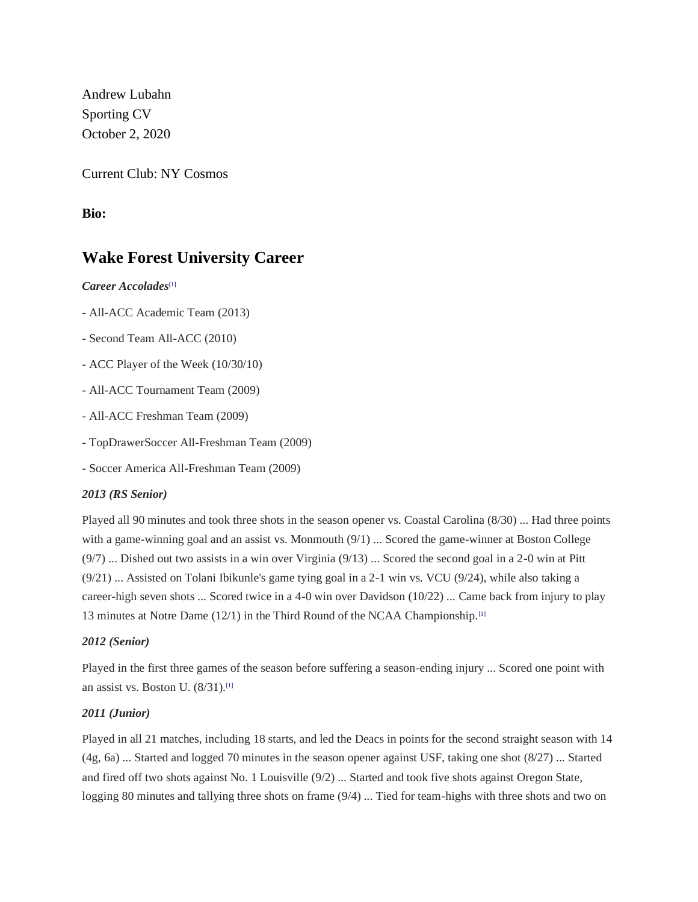Andrew Lubahn
Sporting CV
October 2, 2020

Current Club: NY Cosmos

**Bio:**

## Wake Forest University Career

***Career Accolades***[1]

- All-ACC Academic Team (2013)

- Second Team All-ACC (2010)

- ACC Player of the Week (10/30/10)

- All-ACC Tournament Team (2009)

- All-ACC Freshman Team (2009)

- TopDrawerSoccer All-Freshman Team (2009)

- Soccer America All-Freshman Team (2009)

***2013 (RS Senior)***

Played all 90 minutes and took three shots in the season opener vs. Coastal Carolina (8/30) ... Had three points with a game-winning goal and an assist vs. Monmouth (9/1) ... Scored the game-winner at Boston College (9/7) ... Dished out two assists in a win over Virginia (9/13) ... Scored the second goal in a 2-0 win at Pitt (9/21) ... Assisted on Tolani Ibikunle's game tying goal in a 2-1 win vs. VCU (9/24), while also taking a career-high seven shots ... Scored twice in a 4-0 win over Davidson (10/22) ... Came back from injury to play 13 minutes at Notre Dame (12/1) in the Third Round of the NCAA Championship.[1]

***2012 (Senior)***

Played in the first three games of the season before suffering a season-ending injury ... Scored one point with an assist vs. Boston U. (8/31).[1]

***2011 (Junior)***

Played in all 21 matches, including 18 starts, and led the Deacs in points for the second straight season with 14 (4g, 6a) ... Started and logged 70 minutes in the season opener against USF, taking one shot (8/27) ... Started and fired off two shots against No. 1 Louisville (9/2) ... Started and took five shots against Oregon State, logging 80 minutes and tallying three shots on frame (9/4) ... Tied for team-highs with three shots and two on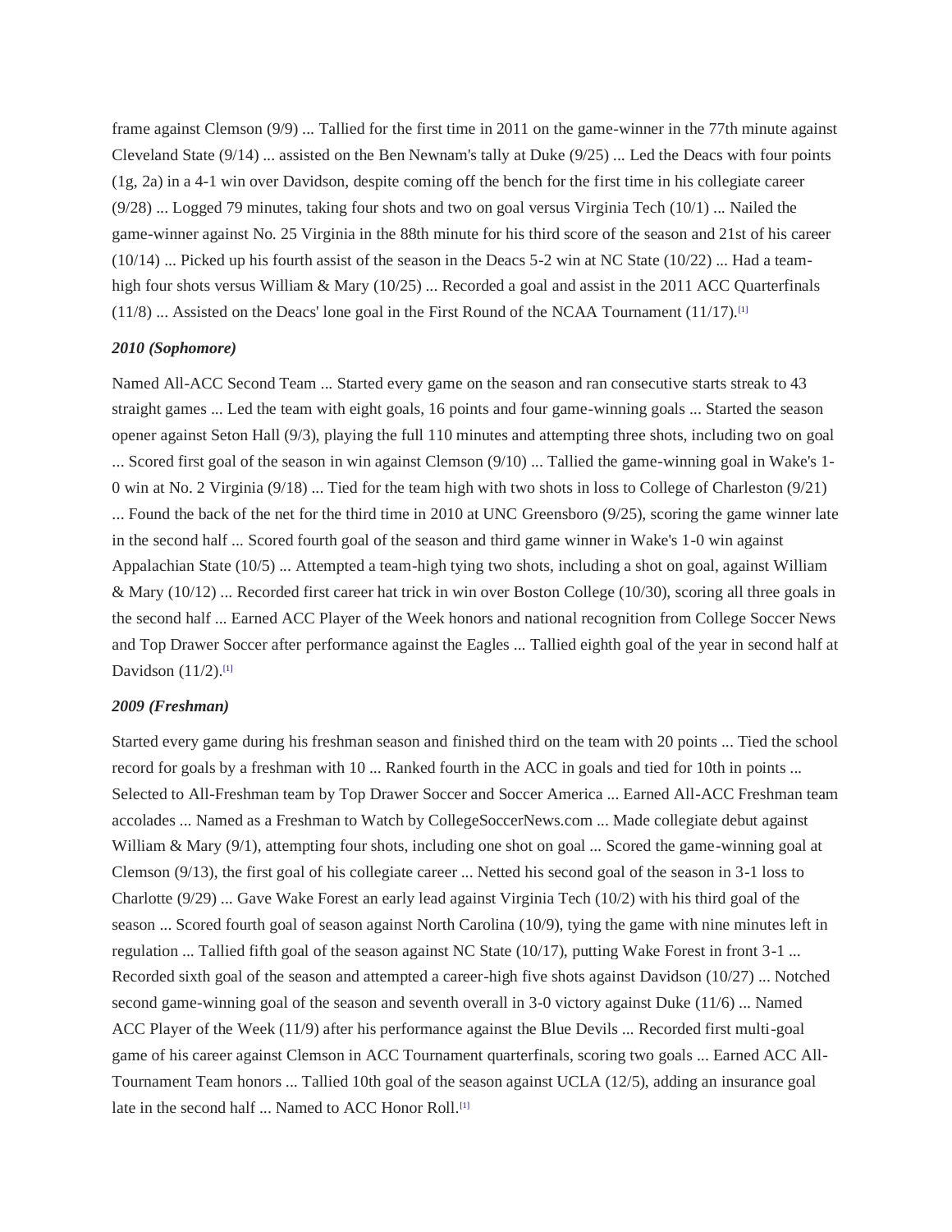frame against Clemson (9/9) ... Tallied for the first time in 2011 on the game-winner in the 77th minute against Cleveland State (9/14) ... assisted on the Ben Newnam's tally at Duke (9/25) ... Led the Deacs with four points (1g, 2a) in a 4-1 win over Davidson, despite coming off the bench for the first time in his collegiate career (9/28) ... Logged 79 minutes, taking four shots and two on goal versus Virginia Tech (10/1) ... Nailed the game-winner against No. 25 Virginia in the 88th minute for his third score of the season and 21st of his career (10/14) ... Picked up his fourth assist of the season in the Deacs 5-2 win at NC State (10/22) ... Had a team-high four shots versus William & Mary (10/25) ... Recorded a goal and assist in the 2011 ACC Quarterfinals (11/8) ... Assisted on the Deacs' lone goal in the First Round of the NCAA Tournament (11/17).[1]

### *2010 (Sophomore)*

Named All-ACC Second Team ... Started every game on the season and ran consecutive starts streak to 43 straight games ... Led the team with eight goals, 16 points and four game-winning goals ... Started the season opener against Seton Hall (9/3), playing the full 110 minutes and attempting three shots, including two on goal ... Scored first goal of the season in win against Clemson (9/10) ... Tallied the game-winning goal in Wake's 1-0 win at No. 2 Virginia (9/18) ... Tied for the team high with two shots in loss to College of Charleston (9/21) ... Found the back of the net for the third time in 2010 at UNC Greensboro (9/25), scoring the game winner late in the second half ... Scored fourth goal of the season and third game winner in Wake's 1-0 win against Appalachian State (10/5) ... Attempted a team-high tying two shots, including a shot on goal, against William & Mary (10/12) ... Recorded first career hat trick in win over Boston College (10/30), scoring all three goals in the second half ... Earned ACC Player of the Week honors and national recognition from College Soccer News and Top Drawer Soccer after performance against the Eagles ... Tallied eighth goal of the year in second half at Davidson (11/2).[1]

### *2009 (Freshman)*

Started every game during his freshman season and finished third on the team with 20 points ... Tied the school record for goals by a freshman with 10 ... Ranked fourth in the ACC in goals and tied for 10th in points ... Selected to All-Freshman team by Top Drawer Soccer and Soccer America ... Earned All-ACC Freshman team accolades ... Named as a Freshman to Watch by CollegeSoccerNews.com ... Made collegiate debut against William & Mary (9/1), attempting four shots, including one shot on goal ... Scored the game-winning goal at Clemson (9/13), the first goal of his collegiate career ... Netted his second goal of the season in 3-1 loss to Charlotte (9/29) ... Gave Wake Forest an early lead against Virginia Tech (10/2) with his third goal of the season ... Scored fourth goal of season against North Carolina (10/9), tying the game with nine minutes left in regulation ... Tallied fifth goal of the season against NC State (10/17), putting Wake Forest in front 3-1 ... Recorded sixth goal of the season and attempted a career-high five shots against Davidson (10/27) ... Notched second game-winning goal of the season and seventh overall in 3-0 victory against Duke (11/6) ... Named ACC Player of the Week (11/9) after his performance against the Blue Devils ... Recorded first multi-goal game of his career against Clemson in ACC Tournament quarterfinals, scoring two goals ... Earned ACC All-Tournament Team honors ... Tallied 10th goal of the season against UCLA (12/5), adding an insurance goal late in the second half ... Named to ACC Honor Roll.[1]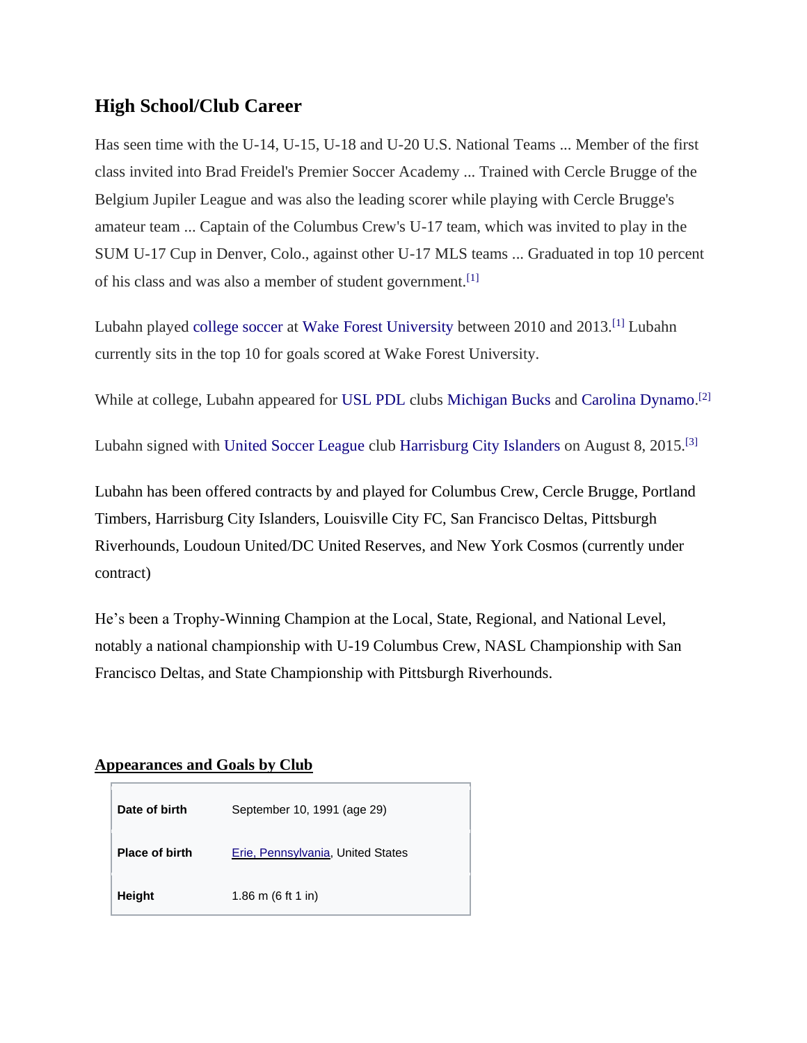## High School/Club Career

Has seen time with the U-14, U-15, U-18 and U-20 U.S. National Teams ... Member of the first class invited into Brad Freidel's Premier Soccer Academy ... Trained with Cercle Brugge of the Belgium Jupiler League and was also the leading scorer while playing with Cercle Brugge's amateur team ... Captain of the Columbus Crew's U-17 team, which was invited to play in the SUM U-17 Cup in Denver, Colo., against other U-17 MLS teams ... Graduated in top 10 percent of his class and was also a member of student government.[1]

Lubahn played college soccer at Wake Forest University between 2010 and 2013.[1] Lubahn currently sits in the top 10 for goals scored at Wake Forest University.

While at college, Lubahn appeared for USL PDL clubs Michigan Bucks and Carolina Dynamo.[2]

Lubahn signed with United Soccer League club Harrisburg City Islanders on August 8, 2015.[3]

Lubahn has been offered contracts by and played for Columbus Crew, Cercle Brugge, Portland Timbers, Harrisburg City Islanders, Louisville City FC, San Francisco Deltas, Pittsburgh Riverhounds, Loudoun United/DC United Reserves, and New York Cosmos (currently under contract)

He's been a Trophy-Winning Champion at the Local, State, Regional, and National Level, notably a national championship with U-19 Columbus Crew, NASL Championship with San Francisco Deltas, and State Championship with Pittsburgh Riverhounds.

**Appearances and Goals by Club**

| | |
|---|---|
| **Date of birth** | September 10, 1991 (age 29) |
| **Place of birth** | Erie, Pennsylvania, United States |
| **Height** | 1.86 m (6 ft 1 in) |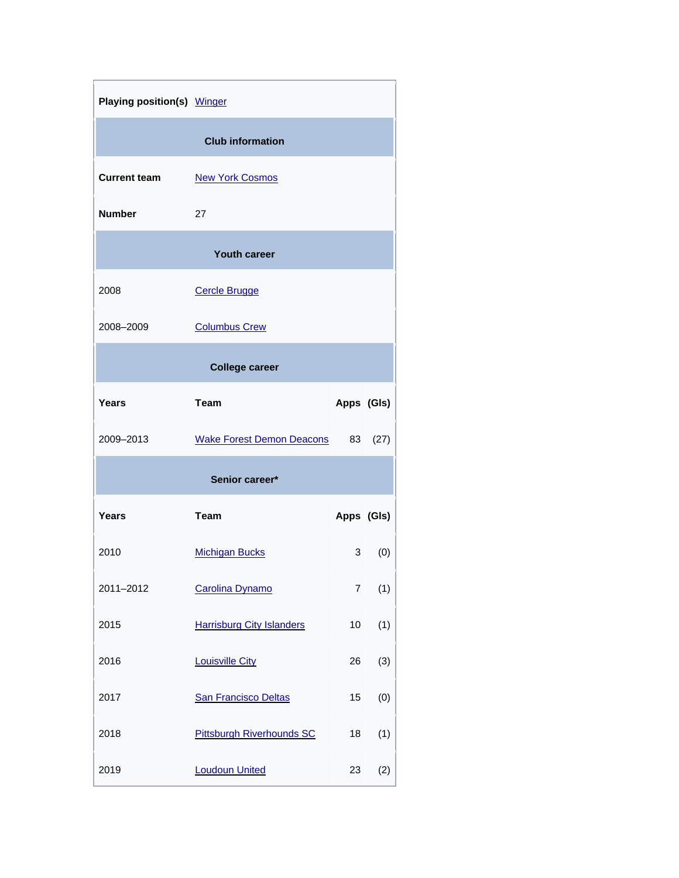| | | | |
|---|---|---|---|
| **Playing position(s)** | Winger | | |
| **Club information** | | | |
| **Current team** | New York Cosmos | | |
| **Number** | 27 | | |
| **Youth career** | | | |
| 2008 | Cercle Brugge | | |
| 2008–2009 | Columbus Crew | | |
| **College career** | | | |
| **Years** | **Team** | **Apps** | **(Gls)** |
| 2009–2013 | Wake Forest Demon Deacons | 83 | (27) |
| **Senior career*** | | | |
| **Years** | **Team** | **Apps** | **(Gls)** |
| 2010 | Michigan Bucks | 3 | (0) |
| 2011–2012 | Carolina Dynamo | 7 | (1) |
| 2015 | Harrisburg City Islanders | 10 | (1) |
| 2016 | Louisville City | 26 | (3) |
| 2017 | San Francisco Deltas | 15 | (0) |
| 2018 | Pittsburgh Riverhounds SC | 18 | (1) |
| 2019 | Loudoun United | 23 | (2) |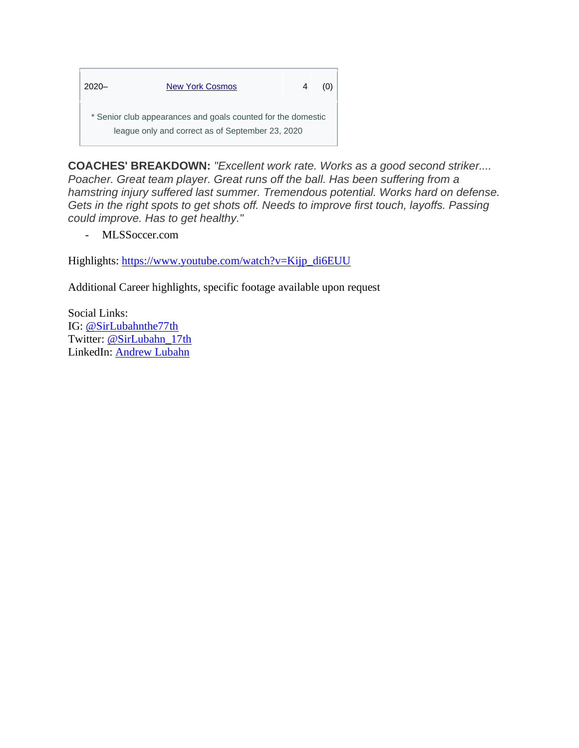| | | | |
|---|---|---|---|
| 2020– | New York Cosmos | 4 | (0) |
| * Senior club appearances and goals counted for the domestic league only and correct as of September 23, 2020 | | | |

**COACHES' BREAKDOWN:** *"Excellent work rate. Works as a good second striker.... Poacher. Great team player. Great runs off the ball. Has been suffering from a hamstring injury suffered last summer. Tremendous potential. Works hard on defense. Gets in the right spots to get shots off. Needs to improve first touch, layoffs. Passing could improve. Has to get healthy."*

- MLSSoccer.com

Highlights: https://www.youtube.com/watch?v=Kijp_di6EUU

Additional Career highlights, specific footage available upon request

Social Links:
IG: @SirLubahnthe77th
Twitter: @SirLubahn_17th
LinkedIn: Andrew Lubahn